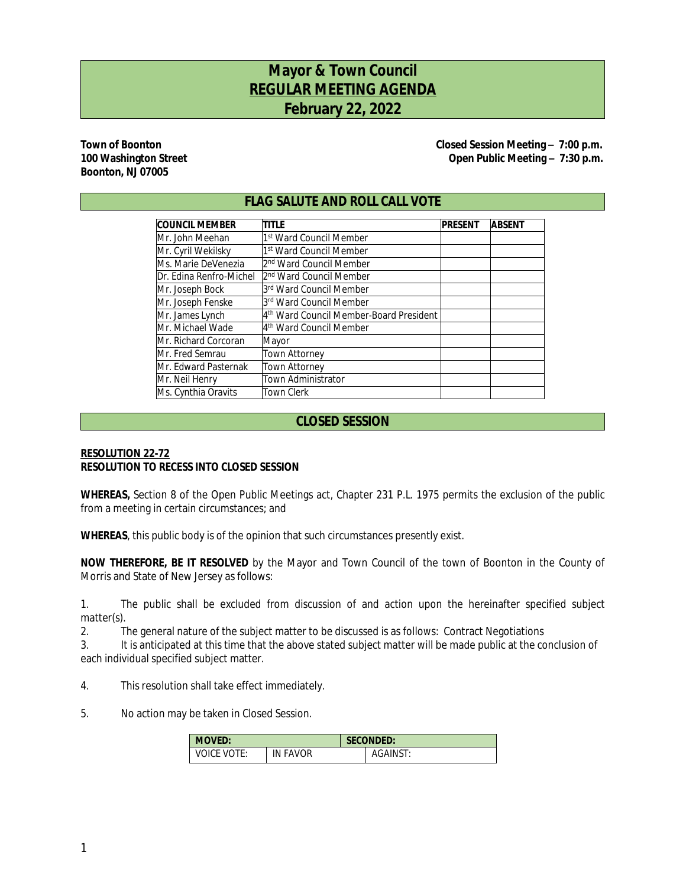# Mayor & Town Council
## REGULAR MEETING AGENDA
## February 22, 2022

**Town of Boonton**
**100 Washington Street**
**Boonton, NJ 07005**

**Closed Session Meeting – 7:00 p.m.**
**Open Public Meeting – 7:30 p.m.**

## FLAG SALUTE AND ROLL CALL VOTE

| COUNCIL MEMBER | TITLE | PRESENT | ABSENT |
|---|---|---|---|
| Mr. John Meehan | 1st Ward Council Member | | |
| Mr. Cyril Wekilsky | 1st Ward Council Member | | |
| Ms. Marie DeVenezia | 2nd Ward Council Member | | |
| Dr. Edina Renfro-Michel | 2nd Ward Council Member | | |
| Mr. Joseph Bock | 3rd Ward Council Member | | |
| Mr. Joseph Fenske | 3rd Ward Council Member | | |
| Mr. James Lynch | 4th Ward Council Member-Board President | | |
| Mr. Michael Wade | 4th Ward Council Member | | |
| Mr. Richard Corcoran | Mayor | | |
| Mr. Fred Semrau | Town Attorney | | |
| Mr. Edward Pasternak | Town Attorney | | |
| Mr. Neil Henry | Town Administrator | | |
| Ms. Cynthia Oravits | Town Clerk | | |

## CLOSED SESSION

**RESOLUTION 22-72**
**RESOLUTION TO RECESS INTO CLOSED SESSION**

**WHEREAS,** Section 8 of the Open Public Meetings act, Chapter 231 P.L. 1975 permits the exclusion of the public from a meeting in certain circumstances; and

**WHEREAS**, this public body is of the opinion that such circumstances presently exist.

**NOW THEREFORE, BE IT RESOLVED** by the Mayor and Town Council of the town of Boonton in the County of Morris and State of New Jersey as follows:

1. The public shall be excluded from discussion of and action upon the hereinafter specified subject matter(s).
2. The general nature of the subject matter to be discussed is as follows: Contract Negotiations
3. It is anticipated at this time that the above stated subject matter will be made public at the conclusion of each individual specified subject matter.
4. This resolution shall take effect immediately.
5. No action may be taken in Closed Session.

| MOVED: | | SECONDED: | |
|---|---|---|---|
| VOICE VOTE: | IN FAVOR | | AGAINST: |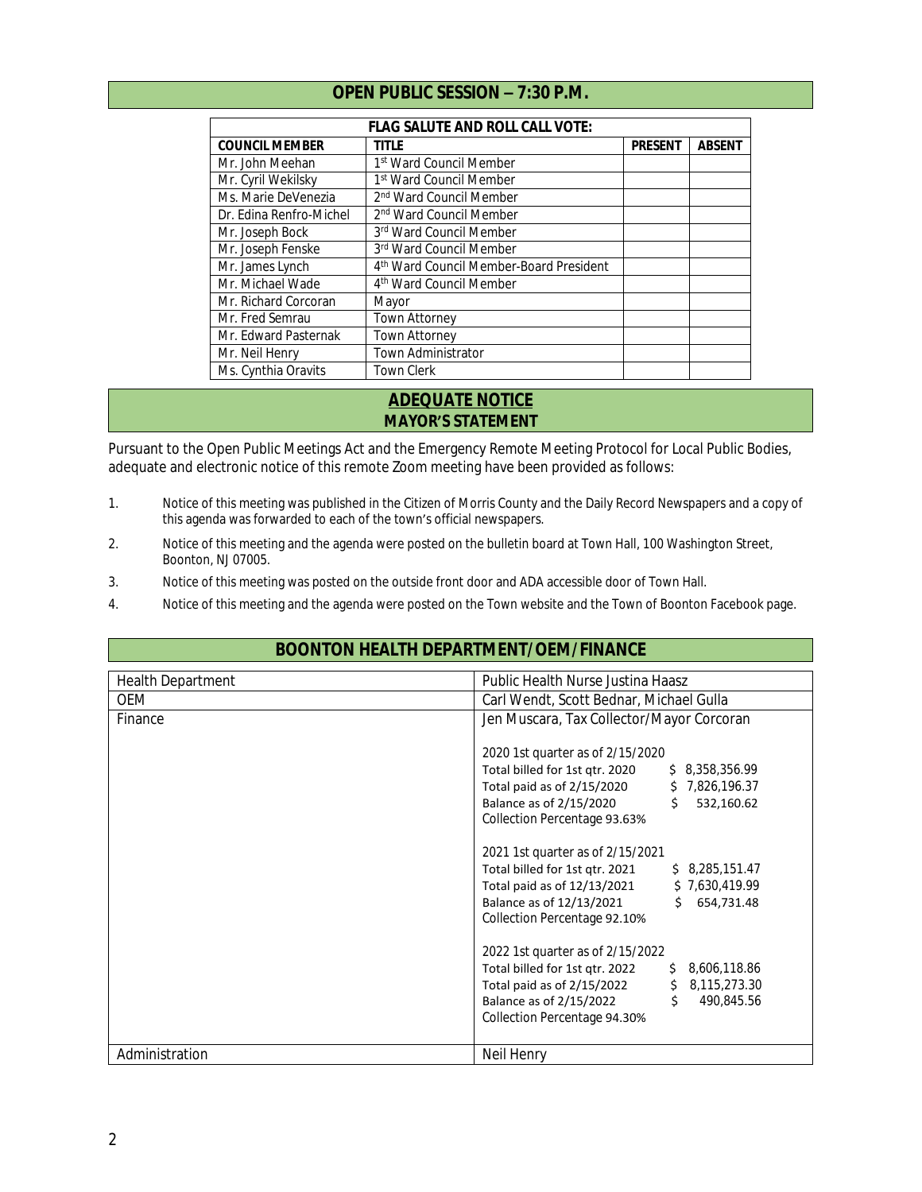## OPEN PUBLIC SESSION – 7:30 P.M.

| FLAG SALUTE AND ROLL CALL VOTE: | | | |
|---|---|---|---|
| **COUNCIL MEMBER** | **TITLE** | **PRESENT** | **ABSENT** |
| Mr. John Meehan | 1st Ward Council Member | | |
| Mr. Cyril Wekilsky | 1st Ward Council Member | | |
| Ms. Marie DeVenezia | 2nd Ward Council Member | | |
| Dr. Edina Renfro-Michel | 2nd Ward Council Member | | |
| Mr. Joseph Bock | 3rd Ward Council Member | | |
| Mr. Joseph Fenske | 3rd Ward Council Member | | |
| Mr. James Lynch | 4th Ward Council Member-Board President | | |
| Mr. Michael Wade | 4th Ward Council Member | | |
| Mr. Richard Corcoran | Mayor | | |
| Mr. Fred Semrau | Town Attorney | | |
| Mr. Edward Pasternak | Town Attorney | | |
| Mr. Neil Henry | Town Administrator | | |
| Ms. Cynthia Oravits | Town Clerk | | |

## ADEQUATE NOTICE
## MAYOR'S STATEMENT

Pursuant to the Open Public Meetings Act and the Emergency Remote Meeting Protocol for Local Public Bodies, adequate and electronic notice of this remote Zoom meeting have been provided as follows:

1. Notice of this meeting was published in the Citizen of Morris County and the Daily Record Newspapers and a copy of this agenda was forwarded to each of the town's official newspapers.
2. Notice of this meeting and the agenda were posted on the bulletin board at Town Hall, 100 Washington Street, Boonton, NJ 07005.
3. Notice of this meeting was posted on the outside front door and ADA accessible door of Town Hall.
4. Notice of this meeting and the agenda were posted on the Town website and the Town of Boonton Facebook page.

## BOONTON HEALTH DEPARTMENT/OEM/FINANCE

| | |
|---|---|
| Health Department | Public Health Nurse Justina Haasz |
| OEM | Carl Wendt, Scott Bednar, Michael Gulla |
| Finance | Jen Muscara, Tax Collector/Mayor Corcoran<br><br>2020 1st quarter as of 2/15/2020<br>Total billed for 1st qtr. 2020 $ 8,358,356.99<br>Total paid as of 2/15/2020 $ 7,826,196.37<br>Balance as of 2/15/2020 $ 532,160.62<br>Collection Percentage 93.63%<br><br>2021 1st quarter as of 2/15/2021<br>Total billed for 1st qtr. 2021 $ 8,285,151.47<br>Total paid as of 12/13/2021 $ 7,630,419.99<br>Balance as of 12/13/2021 $ 654,731.48<br>Collection Percentage 92.10%<br><br>2022 1st quarter as of 2/15/2022<br>Total billed for 1st qtr. 2022 $ 8,606,118.86<br>Total paid as of 2/15/2022 $ 8,115,273.30<br>Balance as of 2/15/2022 $ 490,845.56<br>Collection Percentage 94.30% |
| Administration | Neil Henry |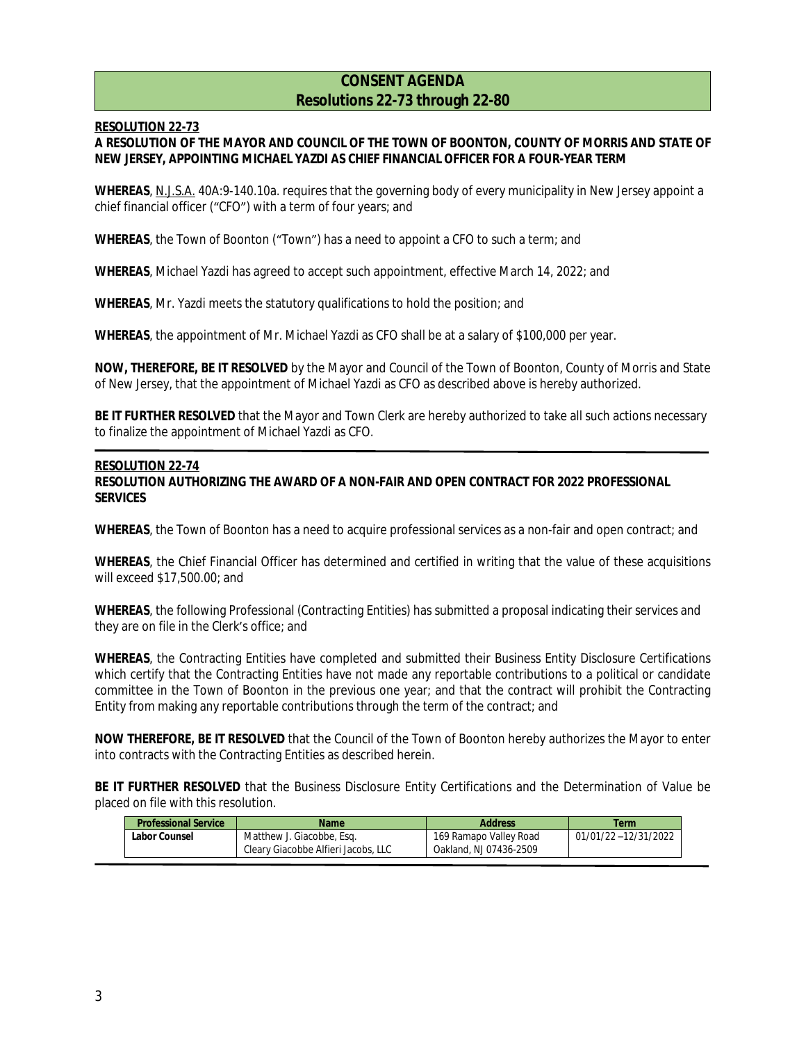## CONSENT AGENDA
## Resolutions 22-73 through 22-80

**RESOLUTION 22-73**

**A RESOLUTION OF THE MAYOR AND COUNCIL OF THE TOWN OF BOONTON, COUNTY OF MORRIS AND STATE OF NEW JERSEY, APPOINTING MICHAEL YAZDI AS CHIEF FINANCIAL OFFICER FOR A FOUR-YEAR TERM**

**WHEREAS**, N.J.S.A. 40A:9-140.10a. requires that the governing body of every municipality in New Jersey appoint a chief financial officer ("CFO") with a term of four years; and

**WHEREAS**, the Town of Boonton ("Town") has a need to appoint a CFO to such a term; and

**WHEREAS**, Michael Yazdi has agreed to accept such appointment, effective March 14, 2022; and

**WHEREAS**, Mr. Yazdi meets the statutory qualifications to hold the position; and

**WHEREAS**, the appointment of Mr. Michael Yazdi as CFO shall be at a salary of $100,000 per year.

**NOW, THEREFORE, BE IT RESOLVED** by the Mayor and Council of the Town of Boonton, County of Morris and State of New Jersey, that the appointment of Michael Yazdi as CFO as described above is hereby authorized.

**BE IT FURTHER RESOLVED** that the Mayor and Town Clerk are hereby authorized to take all such actions necessary to finalize the appointment of Michael Yazdi as CFO.

---

**RESOLUTION 22-74**

**RESOLUTION AUTHORIZING THE AWARD OF A NON-FAIR AND OPEN CONTRACT FOR 2022 PROFESSIONAL SERVICES**

**WHEREAS**, the Town of Boonton has a need to acquire professional services as a non-fair and open contract; and

**WHEREAS**, the Chief Financial Officer has determined and certified in writing that the value of these acquisitions will exceed $17,500.00; and

**WHEREAS**, the following Professional (Contracting Entities) has submitted a proposal indicating their services and they are on file in the Clerk's office; and

**WHEREAS**, the Contracting Entities have completed and submitted their Business Entity Disclosure Certifications which certify that the Contracting Entities have not made any reportable contributions to a political or candidate committee in the Town of Boonton in the previous one year; and that the contract will prohibit the Contracting Entity from making any reportable contributions through the term of the contract; and

**NOW THEREFORE, BE IT RESOLVED** that the Council of the Town of Boonton hereby authorizes the Mayor to enter into contracts with the Contracting Entities as described herein.

**BE IT FURTHER RESOLVED** that the Business Disclosure Entity Certifications and the Determination of Value be placed on file with this resolution.

| Professional Service | Name | Address | Term |
|---|---|---|---|
| Labor Counsel | Matthew J. Giacobbe, Esq.<br>Cleary Giacobbe Alfieri Jacobs, LLC | 169 Ramapo Valley Road<br>Oakland, NJ 07436-2509 | 01/01/22 –12/31/2022 |

---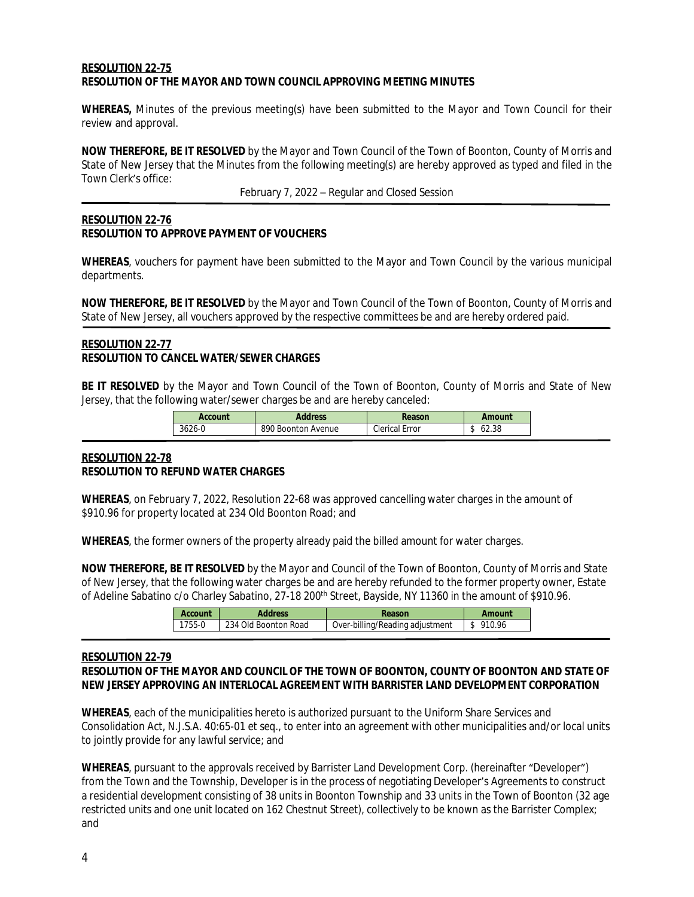**RESOLUTION 22-75**
**RESOLUTION OF THE MAYOR AND TOWN COUNCIL APPROVING MEETING MINUTES**

**WHEREAS,** Minutes of the previous meeting(s) have been submitted to the Mayor and Town Council for their review and approval.

**NOW THEREFORE, BE IT RESOLVED** by the Mayor and Town Council of the Town of Boonton, County of Morris and State of New Jersey that the Minutes from the following meeting(s) are hereby approved as typed and filed in the Town Clerk's office:

February 7, 2022 – Regular and Closed Session

**RESOLUTION 22-76**
**RESOLUTION TO APPROVE PAYMENT OF VOUCHERS**

**WHEREAS**, vouchers for payment have been submitted to the Mayor and Town Council by the various municipal departments.

**NOW THEREFORE, BE IT RESOLVED** by the Mayor and Town Council of the Town of Boonton, County of Morris and State of New Jersey, all vouchers approved by the respective committees be and are hereby ordered paid.

**RESOLUTION 22-77**
**RESOLUTION TO CANCEL WATER/SEWER CHARGES**

**BE IT RESOLVED** by the Mayor and Town Council of the Town of Boonton, County of Morris and State of New Jersey, that the following water/sewer charges be and are hereby canceled:

| Account | Address | Reason | Amount |
|---|---|---|---|
| 3626-0 | 890 Boonton Avenue | Clerical Error | $ 62.38 |

**RESOLUTION 22-78**
**RESOLUTION TO REFUND WATER CHARGES**

**WHEREAS**, on February 7, 2022, Resolution 22-68 was approved cancelling water charges in the amount of $910.96 for property located at 234 Old Boonton Road; and

**WHEREAS**, the former owners of the property already paid the billed amount for water charges.

**NOW THEREFORE, BE IT RESOLVED** by the Mayor and Council of the Town of Boonton, County of Morris and State of New Jersey, that the following water charges be and are hereby refunded to the former property owner, Estate of Adeline Sabatino c/o Charley Sabatino, 27-18 200th Street, Bayside, NY 11360 in the amount of $910.96.

| Account | Address | Reason | Amount |
|---|---|---|---|
| 1755-0 | 234 Old Boonton Road | Over-billing/Reading adjustment | $ 910.96 |

**RESOLUTION 22-79**
**RESOLUTION OF THE MAYOR AND COUNCIL OF THE TOWN OF BOONTON, COUNTY OF BOONTON AND STATE OF NEW JERSEY APPROVING AN INTERLOCAL AGREEMENT WITH BARRISTER LAND DEVELOPMENT CORPORATION**

**WHEREAS**, each of the municipalities hereto is authorized pursuant to the Uniform Share Services and Consolidation Act, N.J.S.A. 40:65-01 et seq., to enter into an agreement with other municipalities and/or local units to jointly provide for any lawful service; and

**WHEREAS**, pursuant to the approvals received by Barrister Land Development Corp. (hereinafter "Developer") from the Town and the Township, Developer is in the process of negotiating Developer's Agreements to construct a residential development consisting of 38 units in Boonton Township and 33 units in the Town of Boonton (32 age restricted units and one unit located on 162 Chestnut Street), collectively to be known as the Barrister Complex; and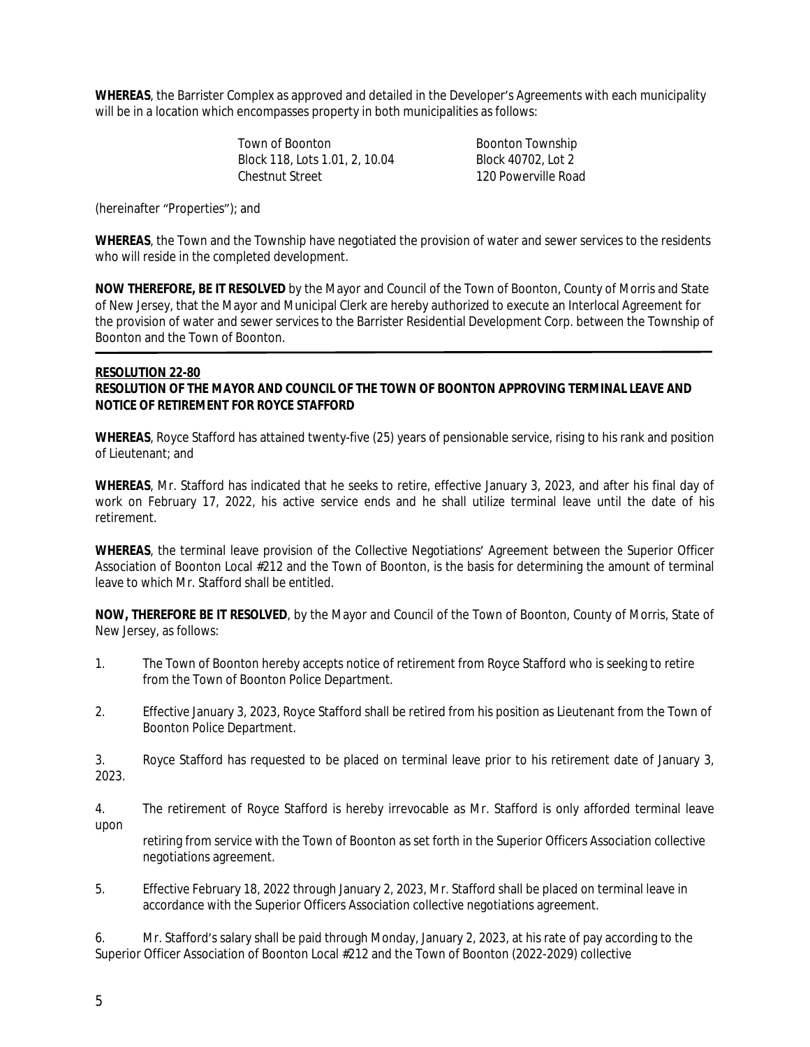**WHEREAS**, the Barrister Complex as approved and detailed in the Developer's Agreements with each municipality will be in a location which encompasses property in both municipalities as follows:

| Town of Boonton | Boonton Township |
|---|---|
| Block 118, Lots 1.01, 2, 10.04 | Block 40702, Lot 2 |
| Chestnut Street | 120 Powerville Road |

(hereinafter "Properties"); and

**WHEREAS**, the Town and the Township have negotiated the provision of water and sewer services to the residents who will reside in the completed development.

**NOW THEREFORE, BE IT RESOLVED** by the Mayor and Council of the Town of Boonton, County of Morris and State of New Jersey, that the Mayor and Municipal Clerk are hereby authorized to execute an Interlocal Agreement for the provision of water and sewer services to the Barrister Residential Development Corp. between the Township of Boonton and the Town of Boonton.

---

**RESOLUTION 22-80**

**RESOLUTION OF THE MAYOR AND COUNCIL OF THE TOWN OF BOONTON APPROVING TERMINAL LEAVE AND NOTICE OF RETIREMENT FOR ROYCE STAFFORD**

**WHEREAS**, Royce Stafford has attained twenty-five (25) years of pensionable service, rising to his rank and position of Lieutenant; and

**WHEREAS**, Mr. Stafford has indicated that he seeks to retire, effective January 3, 2023, and after his final day of work on February 17, 2022, his active service ends and he shall utilize terminal leave until the date of his retirement.

**WHEREAS**, the terminal leave provision of the Collective Negotiations' Agreement between the Superior Officer Association of Boonton Local #212 and the Town of Boonton, is the basis for determining the amount of terminal leave to which Mr. Stafford shall be entitled.

**NOW, THEREFORE BE IT RESOLVED**, by the Mayor and Council of the Town of Boonton, County of Morris, State of New Jersey, as follows:

1. The Town of Boonton hereby accepts notice of retirement from Royce Stafford who is seeking to retire from the Town of Boonton Police Department.

2. Effective January 3, 2023, Royce Stafford shall be retired from his position as Lieutenant from the Town of Boonton Police Department.

3. Royce Stafford has requested to be placed on terminal leave prior to his retirement date of January 3, 2023.

4. The retirement of Royce Stafford is hereby irrevocable as Mr. Stafford is only afforded terminal leave upon retiring from service with the Town of Boonton as set forth in the Superior Officers Association collective negotiations agreement.

5. Effective February 18, 2022 through January 2, 2023, Mr. Stafford shall be placed on terminal leave in accordance with the Superior Officers Association collective negotiations agreement.

6. Mr. Stafford's salary shall be paid through Monday, January 2, 2023, at his rate of pay according to the Superior Officer Association of Boonton Local #212 and the Town of Boonton (2022-2029) collective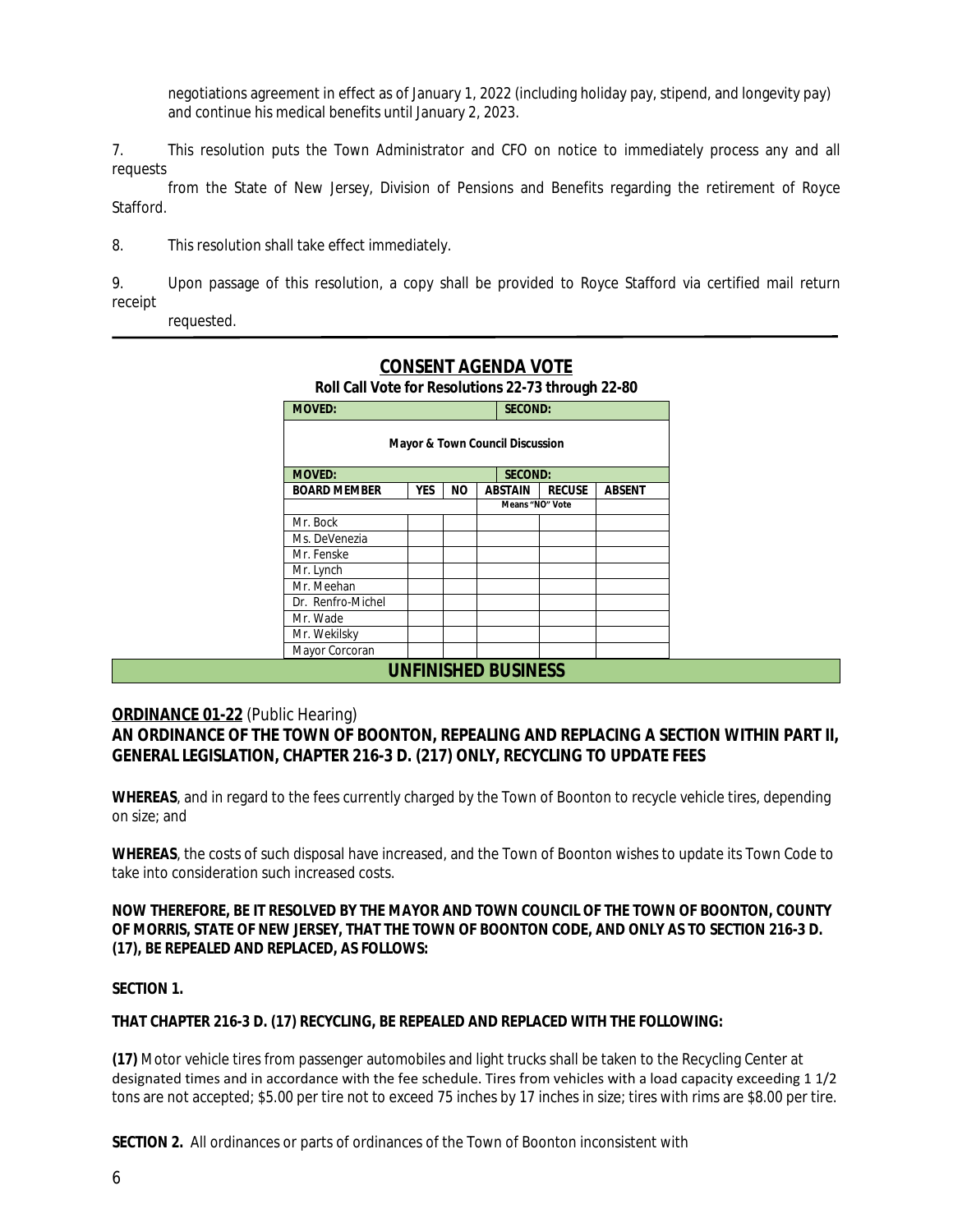negotiations agreement in effect as of January 1, 2022 (including holiday pay, stipend, and longevity pay) and continue his medical benefits until January 2, 2023.

7. This resolution puts the Town Administrator and CFO on notice to immediately process any and all requests from the State of New Jersey, Division of Pensions and Benefits regarding the retirement of Royce Stafford.

8. This resolution shall take effect immediately.

9. Upon passage of this resolution, a copy shall be provided to Royce Stafford via certified mail return receipt requested.

## CONSENT AGENDA VOTE

**Roll Call Vote for Resolutions 22-73 through 22-80**

| MOVED: | | | SECOND: | | |
|---|---|---|---|---|---|
| **Mayor & Town Council Discussion** | | | | | |
| **MOVED:** | | | **SECOND:** | | |
| **BOARD MEMBER** | **YES** | **NO** | **ABSTAIN** | **RECUSE** | **ABSENT** |
| | | | Means "NO" Vote | | |
| Mr. Bock | | | | | |
| Ms. DeVenezia | | | | | |
| Mr. Fenske | | | | | |
| Mr. Lynch | | | | | |
| Mr. Meehan | | | | | |
| Dr. Renfro-Michel | | | | | |
| Mr. Wade | | | | | |
| Mr. Wekilsky | | | | | |
| Mayor Corcoran | | | | | |

## UNFINISHED BUSINESS

**ORDINANCE 01-22** (Public Hearing)

**AN ORDINANCE OF THE TOWN OF BOONTON, REPEALING AND REPLACING A SECTION WITHIN PART II, GENERAL LEGISLATION, CHAPTER 216-3 D. (217) ONLY, RECYCLING TO UPDATE FEES**

**WHEREAS**, and in regard to the fees currently charged by the Town of Boonton to recycle vehicle tires, depending on size; and

**WHEREAS**, the costs of such disposal have increased, and the Town of Boonton wishes to update its Town Code to take into consideration such increased costs.

**NOW THEREFORE, BE IT RESOLVED BY THE MAYOR AND TOWN COUNCIL OF THE TOWN OF BOONTON, COUNTY OF MORRIS, STATE OF NEW JERSEY, THAT THE TOWN OF BOONTON CODE, AND ONLY AS TO SECTION 216-3 D. (17), BE REPEALED AND REPLACED, AS FOLLOWS:**

**SECTION 1.**

**THAT CHAPTER 216-3 D. (17) RECYCLING, BE REPEALED AND REPLACED WITH THE FOLLOWING:**

**(17)** Motor vehicle tires from passenger automobiles and light trucks shall be taken to the Recycling Center at designated times and in accordance with the fee schedule. Tires from vehicles with a load capacity exceeding 1 1/2 tons are not accepted; $5.00 per tire not to exceed 75 inches by 17 inches in size; tires with rims are $8.00 per tire.

**SECTION 2.** All ordinances or parts of ordinances of the Town of Boonton inconsistent with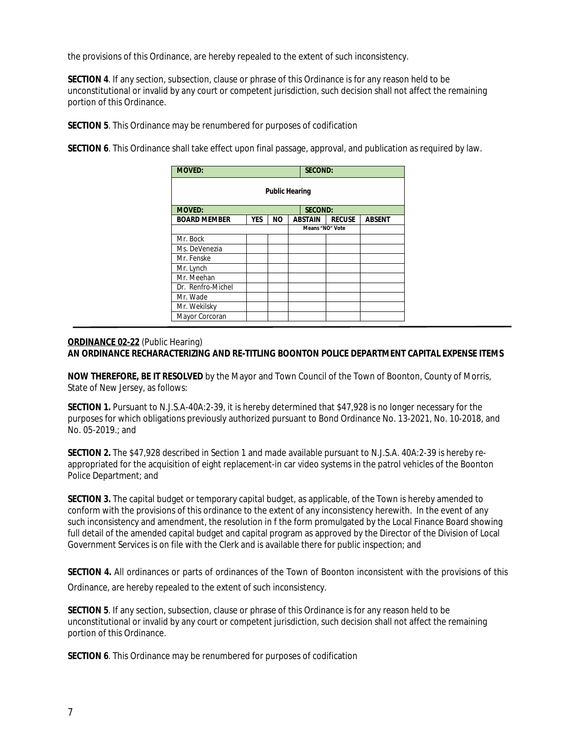the provisions of this Ordinance, are hereby repealed to the extent of such inconsistency.

**SECTION 4**. If any section, subsection, clause or phrase of this Ordinance is for any reason held to be unconstitutional or invalid by any court or competent jurisdiction, such decision shall not affect the remaining portion of this Ordinance.

**SECTION 5**. This Ordinance may be renumbered for purposes of codification

**SECTION 6**. This Ordinance shall take effect upon final passage, approval, and publication as required by law.

| **MOVED:** | | | **SECOND:** | | |
|---|---|---|---|---|---|
| **Public Hearing** | | | | | |
| **MOVED:** | | | **SECOND:** | | |
| **BOARD MEMBER** | **YES** | **NO** | **ABSTAIN** | **RECUSE** | **ABSENT** |
| | | | **Means "NO" Vote** | | |
| Mr. Bock | | | | | |
| Ms. DeVenezia | | | | | |
| Mr. Fenske | | | | | |
| Mr. Lynch | | | | | |
| Mr. Meehan | | | | | |
| Dr. Renfro-Michel | | | | | |
| Mr. Wade | | | | | |
| Mr. Wekilsky | | | | | |
| Mayor Corcoran | | | | | |

**ORDINANCE 02-22** (Public Hearing)
**AN ORDINANCE RECHARACTERIZING AND RE-TITLING BOONTON POLICE DEPARTMENT CAPITAL EXPENSE ITEMS**

**NOW THEREFORE, BE IT RESOLVED** by the Mayor and Town Council of the Town of Boonton, County of Morris, State of New Jersey, as follows:

**SECTION 1.** Pursuant to N.J.S.A-40A:2-39, it is hereby determined that $47,928 is no longer necessary for the purposes for which obligations previously authorized pursuant to Bond Ordinance No. 13-2021, No. 10-2018, and No. 05-2019.; and

**SECTION 2.** The $47,928 described in Section 1 and made available pursuant to N.J.S.A. 40A:2-39 is hereby re-appropriated for the acquisition of eight replacement-in car video systems in the patrol vehicles of the Boonton Police Department; and

**SECTION 3.** The capital budget or temporary capital budget, as applicable, of the Town is hereby amended to conform with the provisions of this ordinance to the extent of any inconsistency herewith. In the event of any such inconsistency and amendment, the resolution in f the form promulgated by the Local Finance Board showing full detail of the amended capital budget and capital program as approved by the Director of the Division of Local Government Services is on file with the Clerk and is available there for public inspection; and

**SECTION 4.** All ordinances or parts of ordinances of the Town of Boonton inconsistent with the provisions of this Ordinance, are hereby repealed to the extent of such inconsistency.

**SECTION 5**. If any section, subsection, clause or phrase of this Ordinance is for any reason held to be unconstitutional or invalid by any court or competent jurisdiction, such decision shall not affect the remaining portion of this Ordinance.

**SECTION 6**. This Ordinance may be renumbered for purposes of codification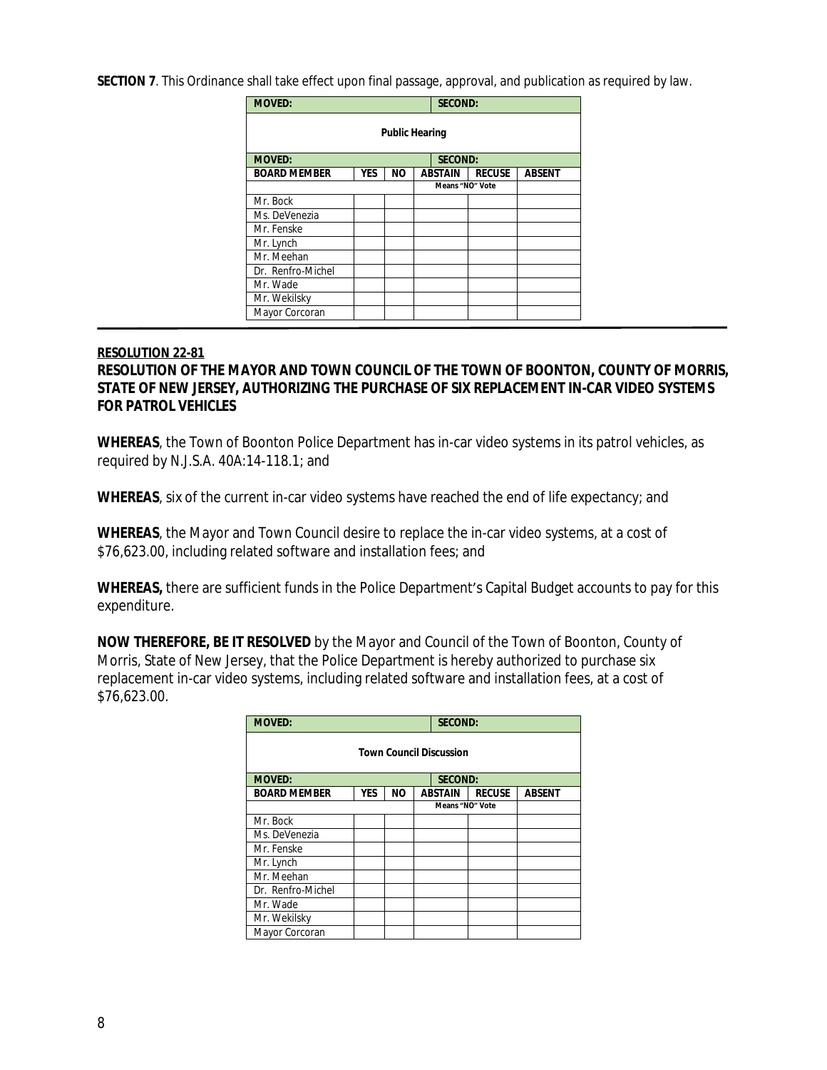**SECTION 7**. This Ordinance shall take effect upon final passage, approval, and publication as required by law.

| **MOVED:** | | | **SECOND:** | | |
|---|---|---|---|---|---|
| **Public Hearing** | | | | | |
| **MOVED:** | | | **SECOND:** | | |
| **BOARD MEMBER** | **YES** | **NO** | **ABSTAIN** | **RECUSE** | **ABSENT** |
| | | | **Means "NO" Vote** | | |
| Mr. Bock | | | | | |
| Ms. DeVenezia | | | | | |
| Mr. Fenske | | | | | |
| Mr. Lynch | | | | | |
| Mr. Meehan | | | | | |
| Dr. Renfro-Michel | | | | | |
| Mr. Wade | | | | | |
| Mr. Wekilsky | | | | | |
| Mayor Corcoran | | | | | |

---

**RESOLUTION 22-81**

**RESOLUTION OF THE MAYOR AND TOWN COUNCIL OF THE TOWN OF BOONTON, COUNTY OF MORRIS, STATE OF NEW JERSEY, AUTHORIZING THE PURCHASE OF SIX REPLACEMENT IN-CAR VIDEO SYSTEMS FOR PATROL VEHICLES**

**WHEREAS**, the Town of Boonton Police Department has in-car video systems in its patrol vehicles, as required by N.J.S.A. 40A:14-118.1; and

**WHEREAS**, six of the current in-car video systems have reached the end of life expectancy; and

**WHEREAS**, the Mayor and Town Council desire to replace the in-car video systems, at a cost of $76,623.00, including related software and installation fees; and

**WHEREAS,** there are sufficient funds in the Police Department's Capital Budget accounts to pay for this expenditure.

**NOW THEREFORE, BE IT RESOLVED** by the Mayor and Council of the Town of Boonton, County of Morris, State of New Jersey, that the Police Department is hereby authorized to purchase six replacement in-car video systems, including related software and installation fees, at a cost of $76,623.00.

| **MOVED:** | | | **SECOND:** | | |
|---|---|---|---|---|---|
| **Town Council Discussion** | | | | | |
| **MOVED:** | | | **SECOND:** | | |
| **BOARD MEMBER** | **YES** | **NO** | **ABSTAIN** | **RECUSE** | **ABSENT** |
| | | | **Means "NO" Vote** | | |
| Mr. Bock | | | | | |
| Ms. DeVenezia | | | | | |
| Mr. Fenske | | | | | |
| Mr. Lynch | | | | | |
| Mr. Meehan | | | | | |
| Dr. Renfro-Michel | | | | | |
| Mr. Wade | | | | | |
| Mr. Wekilsky | | | | | |
| Mayor Corcoran | | | | | |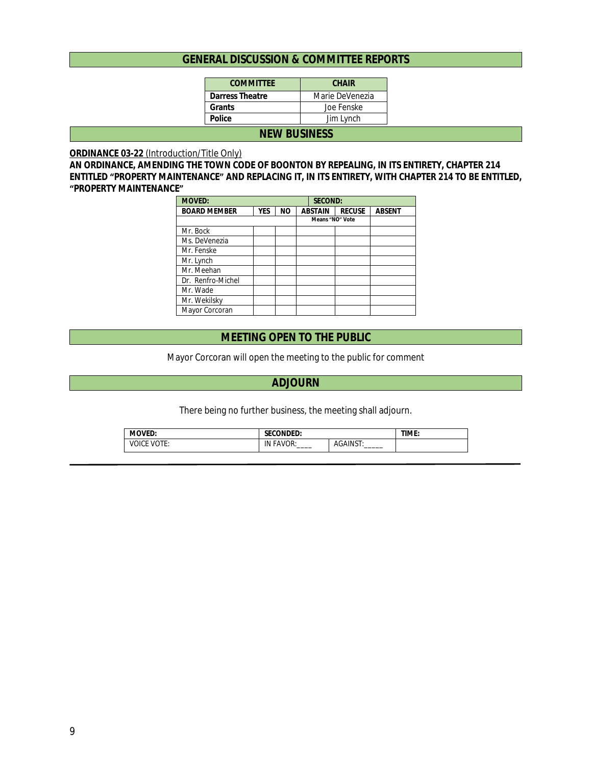## GENERAL DISCUSSION & COMMITTEE REPORTS

| COMMITTEE | CHAIR |
|---|---|
| **Darress Theatre** | Marie DeVenezia |
| **Grants** | Joe Fenske |
| **Police** | Jim Lynch |

## NEW BUSINESS

**<u>ORDINANCE 03-22</u>** <u>(Introduction/Title Only)</u>

**AN ORDINANCE, AMENDING THE TOWN CODE OF BOONTON BY REPEALING, IN ITS ENTIRETY, CHAPTER 214 ENTITLED "PROPERTY MAINTENANCE" AND REPLACING IT, IN ITS ENTIRETY, WITH CHAPTER 214 TO BE ENTITLED, "PROPERTY MAINTENANCE"**

| **MOVED:** | | | **SECOND:** | | |
|---|---|---|---|---|---|
| **BOARD MEMBER** | **YES** | **NO** | **ABSTAIN** | **RECUSE** | **ABSENT** |
| | | | Means "NO" Vote | | |
| Mr. Bock | | | | | |
| Ms. DeVenezia | | | | | |
| Mr. Fenske | | | | | |
| Mr. Lynch | | | | | |
| Mr. Meehan | | | | | |
| Dr. Renfro-Michel | | | | | |
| Mr. Wade | | | | | |
| Mr. Wekilsky | | | | | |
| Mayor Corcoran | | | | | |

## MEETING OPEN TO THE PUBLIC

Mayor Corcoran will open the meeting to the public for comment

## ADJOURN

There being no further business, the meeting shall adjourn.

| **MOVED:** | **SECONDED:** | | **TIME:** |
|---|---|---|---|
| VOICE VOTE: | IN FAVOR:____ | AGAINST:_____ | |